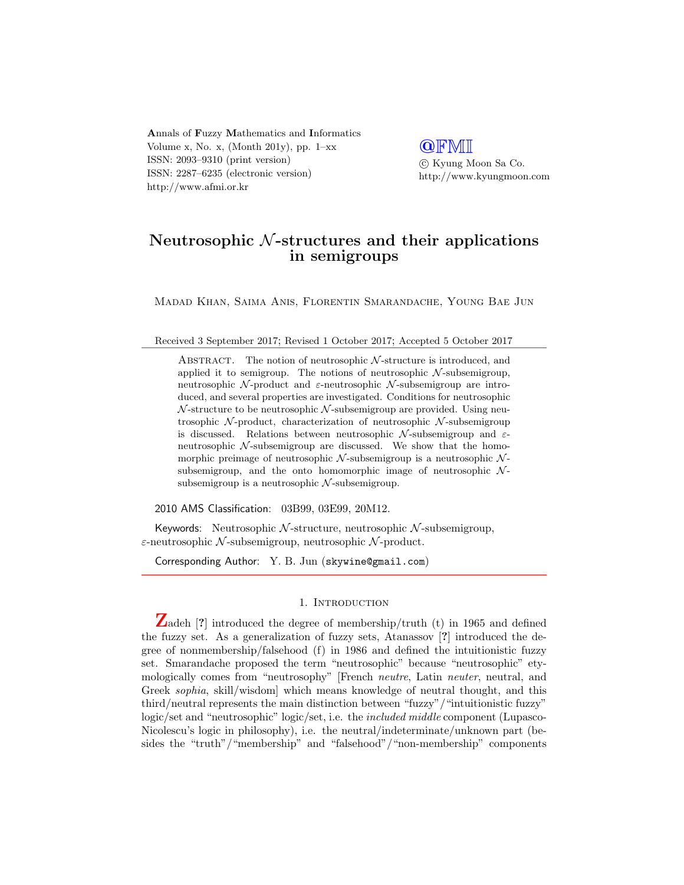Annals of Fuzzy Mathematics and Informatics
Volume x, No. x, (Month 201y), pp. 1–xx
ISSN: 2093–9310 (print version)
ISSN: 2287–6235 (electronic version)
http://www.afmi.or.kr

@FMI
© Kyung Moon Sa Co.
http://www.kyungmoon.com

# Neutrosophic $\mathcal{N}$-structures and their applications in semigroups

Madad Khan, Saima Anis, Florentin Smarandache, Young Bae Jun

Received 3 September 2017; Revised 1 October 2017; Accepted 5 October 2017

Abstract. The notion of neutrosophic $\mathcal{N}$-structure is introduced, and applied it to semigroup. The notions of neutrosophic $\mathcal{N}$-subsemigroup, neutrosophic $\mathcal{N}$-product and $\varepsilon$-neutrosophic $\mathcal{N}$-subsemigroup are introduced, and several properties are investigated. Conditions for neutrosophic $\mathcal{N}$-structure to be neutrosophic $\mathcal{N}$-subsemigroup are provided. Using neutrosophic $\mathcal{N}$-product, characterization of neutrosophic $\mathcal{N}$-subsemigroup is discussed. Relations between neutrosophic $\mathcal{N}$-subsemigroup and $\varepsilon$-neutrosophic $\mathcal{N}$-subsemigroup are discussed. We show that the homomorphic preimage of neutrosophic $\mathcal{N}$-subsemigroup is a neutrosophic $\mathcal{N}$-subsemigroup, and the onto homomorphic image of neutrosophic $\mathcal{N}$-subsemigroup is a neutrosophic $\mathcal{N}$-subsemigroup.

2010 AMS Classification: 03B99, 03E99, 20M12.

Keywords: Neutrosophic $\mathcal{N}$-structure, neutrosophic $\mathcal{N}$-subsemigroup, $\varepsilon$-neutrosophic $\mathcal{N}$-subsemigroup, neutrosophic $\mathcal{N}$-product.

Corresponding Author: Y. B. Jun (skywine@gmail.com)

## 1. Introduction

Zadeh [?] introduced the degree of membership/truth (t) in 1965 and defined the fuzzy set. As a generalization of fuzzy sets, Atanassov [?] introduced the degree of nonmembership/falsehood (f) in 1986 and defined the intuitionistic fuzzy set. Smarandache proposed the term "neutrosophic" because "neutrosophic" etymologically comes from "neutrosophy" [French *neutre*, Latin *neuter*, neutral, and Greek *sophia*, skill/wisdom] which means knowledge of neutral thought, and this third/neutral represents the main distinction between "fuzzy"/"intuitionistic fuzzy" logic/set and "neutrosophic" logic/set, i.e. the *included middle* component (Lupasco-Nicolescu's logic in philosophy), i.e. the neutral/indeterminate/unknown part (besides the "truth"/"membership" and "falsehood"/"non-membership" components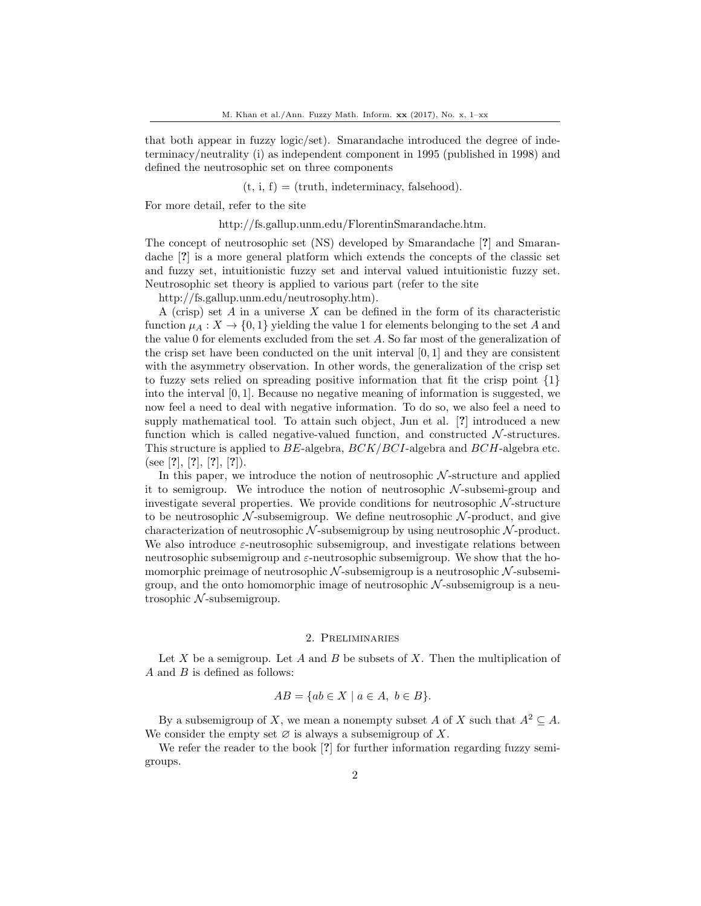that both appear in fuzzy logic/set). Smarandache introduced the degree of indeterminacy/neutrality (i) as independent component in 1995 (published in 1998) and defined the neutrosophic set on three components

$$(\text{t, i, f}) = (\text{truth, indeterminacy, falsehood}).$$

For more detail, refer to the site

http://fs.gallup.unm.edu/FlorentinSmarandache.htm.

The concept of neutrosophic set (NS) developed by Smarandache [?] and Smarandache [?] is a more general platform which extends the concepts of the classic set and fuzzy set, intuitionistic fuzzy set and interval valued intuitionistic fuzzy set. Neutrosophic set theory is applied to various part (refer to the site

http://fs.gallup.unm.edu/neutrosophy.htm).

A (crisp) set $A$ in a universe $X$ can be defined in the form of its characteristic function $\mu_A : X \to \{0, 1\}$ yielding the value 1 for elements belonging to the set $A$ and the value 0 for elements excluded from the set $A$. So far most of the generalization of the crisp set have been conducted on the unit interval $[0, 1]$ and they are consistent with the asymmetry observation. In other words, the generalization of the crisp set to fuzzy sets relied on spreading positive information that fit the crisp point $\{1\}$ into the interval $[0, 1]$. Because no negative meaning of information is suggested, we now feel a need to deal with negative information. To do so, we also feel a need to supply mathematical tool. To attain such object, Jun et al. [?] introduced a new function which is called negative-valued function, and constructed $\mathcal{N}$-structures. This structure is applied to $BE$-algebra, $BCK/BCI$-algebra and $BCH$-algebra etc. (see [?], [?], [?], [?]).

In this paper, we introduce the notion of neutrosophic $\mathcal{N}$-structure and applied it to semigroup. We introduce the notion of neutrosophic $\mathcal{N}$-subsemi-group and investigate several properties. We provide conditions for neutrosophic $\mathcal{N}$-structure to be neutrosophic $\mathcal{N}$-subsemigroup. We define neutrosophic $\mathcal{N}$-product, and give characterization of neutrosophic $\mathcal{N}$-subsemigroup by using neutrosophic $\mathcal{N}$-product. We also introduce $\varepsilon$-neutrosophic subsemigroup, and investigate relations between neutrosophic subsemigroup and $\varepsilon$-neutrosophic subsemigroup. We show that the homomorphic preimage of neutrosophic $\mathcal{N}$-subsemigroup is a neutrosophic $\mathcal{N}$-subsemigroup, and the onto homomorphic image of neutrosophic $\mathcal{N}$-subsemigroup is a neutrosophic $\mathcal{N}$-subsemigroup.

## 2. Preliminaries

Let $X$ be a semigroup. Let $A$ and $B$ be subsets of $X$. Then the multiplication of $A$ and $B$ is defined as follows:

$$AB = \{ab \in X \mid a \in A,\ b \in B\}.$$

By a subsemigroup of $X$, we mean a nonempty subset $A$ of $X$ such that $A^2 \subseteq A$. We consider the empty set $\varnothing$ is always a subsemigroup of $X$.

We refer the reader to the book [?] for further information regarding fuzzy semigroups.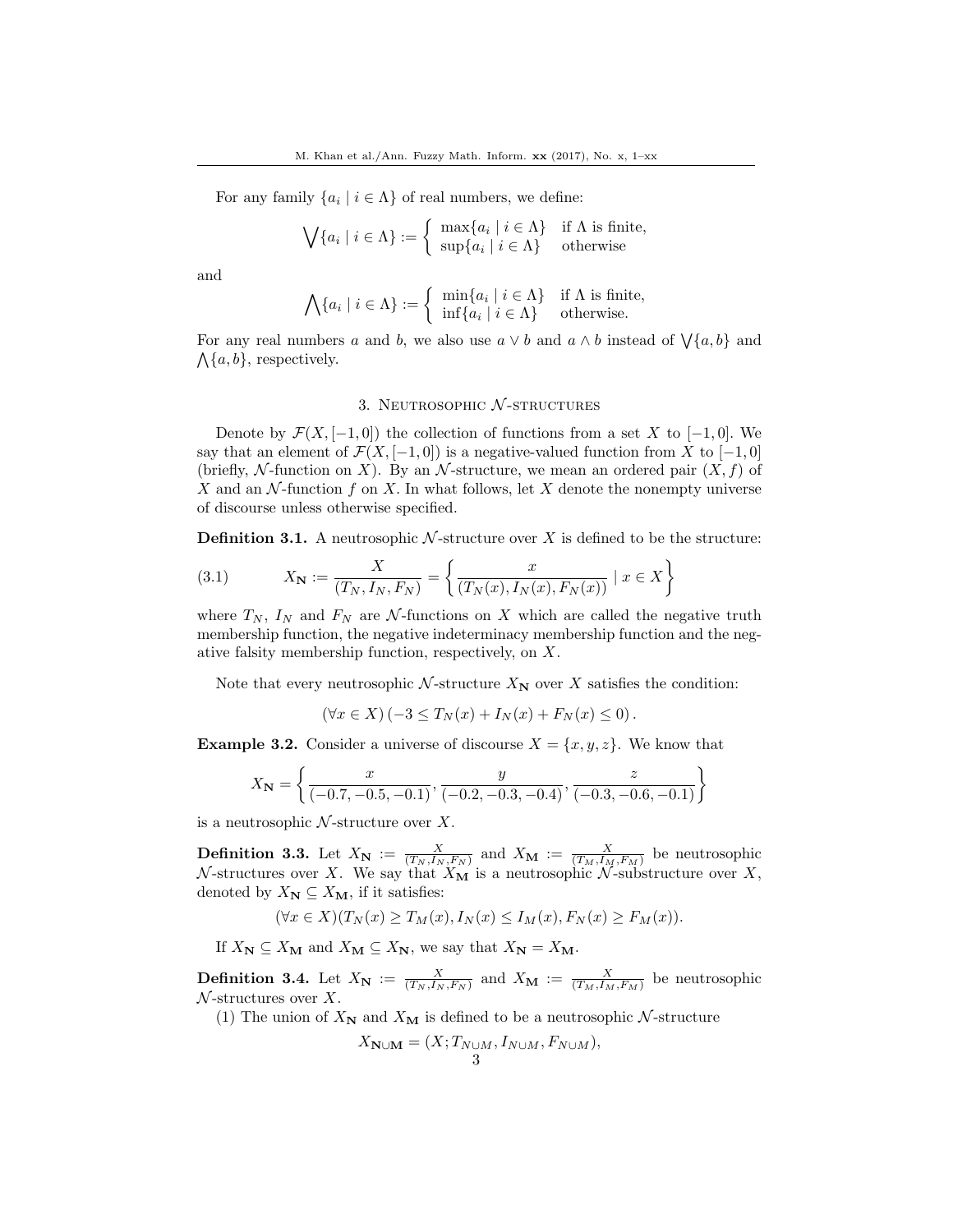For any family $\{a_i \mid i \in \Lambda\}$ of real numbers, we define:

$$\bigvee\{a_i \mid i \in \Lambda\} := \begin{cases} \max\{a_i \mid i \in \Lambda\} & \text{if } \Lambda \text{ is finite,} \\ \sup\{a_i \mid i \in \Lambda\} & \text{otherwise} \end{cases}$$

and

$$\bigwedge\{a_i \mid i \in \Lambda\} := \begin{cases} \min\{a_i \mid i \in \Lambda\} & \text{if } \Lambda \text{ is finite,} \\ \inf\{a_i \mid i \in \Lambda\} & \text{otherwise.} \end{cases}$$

For any real numbers $a$ and $b$, we also use $a \vee b$ and $a \wedge b$ instead of $\bigvee\{a, b\}$ and $\bigwedge\{a, b\}$, respectively.

## 3. Neutrosophic $\mathcal{N}$-structures

Denote by $\mathcal{F}(X, [-1, 0])$ the collection of functions from a set $X$ to $[-1, 0]$. We say that an element of $\mathcal{F}(X, [-1, 0])$ is a negative-valued function from $X$ to $[-1, 0]$ (briefly, $\mathcal{N}$-function on $X$). By an $\mathcal{N}$-structure, we mean an ordered pair $(X, f)$ of $X$ and an $\mathcal{N}$-function $f$ on $X$. In what follows, let $X$ denote the nonempty universe of discourse unless otherwise specified.

**Definition 3.1.** A neutrosophic $\mathcal{N}$-structure over $X$ is defined to be the structure:

$$X_{\mathbf{N}} := \frac{X}{(T_N, I_N, F_N)} = \left\{ \frac{x}{(T_N(x), I_N(x), F_N(x))} \mid x \in X \right\} \tag{3.1}$$

where $T_N$, $I_N$ and $F_N$ are $\mathcal{N}$-functions on $X$ which are called the negative truth membership function, the negative indeterminacy membership function and the negative falsity membership function, respectively, on $X$.

Note that every neutrosophic $\mathcal{N}$-structure $X_{\mathbf{N}}$ over $X$ satisfies the condition:

$$(\forall x \in X)\left(-3 \leq T_N(x) + I_N(x) + F_N(x) \leq 0\right).$$

**Example 3.2.** Consider a universe of discourse $X = \{x, y, z\}$. We know that

$$X_{\mathbf{N}} = \left\{ \frac{x}{(-0.7, -0.5, -0.1)}, \frac{y}{(-0.2, -0.3, -0.4)}, \frac{z}{(-0.3, -0.6, -0.1)} \right\}$$

is a neutrosophic $\mathcal{N}$-structure over $X$.

**Definition 3.3.** Let $X_{\mathbf{N}} := \frac{X}{(T_N, I_N, F_N)}$ and $X_{\mathbf{M}} := \frac{X}{(T_M, I_M, F_M)}$ be neutrosophic $\mathcal{N}$-structures over $X$. We say that $X_{\mathbf{M}}$ is a neutrosophic $\mathcal{N}$-substructure over $X$, denoted by $X_{\mathbf{N}} \subseteq X_{\mathbf{M}}$, if it satisfies:

$$(\forall x \in X)(T_N(x) \geq T_M(x), I_N(x) \leq I_M(x), F_N(x) \geq F_M(x)).$$

If $X_{\mathbf{N}} \subseteq X_{\mathbf{M}}$ and $X_{\mathbf{M}} \subseteq X_{\mathbf{N}}$, we say that $X_{\mathbf{N}} = X_{\mathbf{M}}$.

**Definition 3.4.** Let $X_{\mathbf{N}} := \frac{X}{(T_N, I_N, F_N)}$ and $X_{\mathbf{M}} := \frac{X}{(T_M, I_M, F_M)}$ be neutrosophic $\mathcal{N}$-structures over $X$.

(1) The union of $X_{\mathbf{N}}$ and $X_{\mathbf{M}}$ is defined to be a neutrosophic $\mathcal{N}$-structure

$$X_{\mathbf{N \cup M}} = (X; T_{N \cup M}, I_{N \cup M}, F_{N \cup M}),$$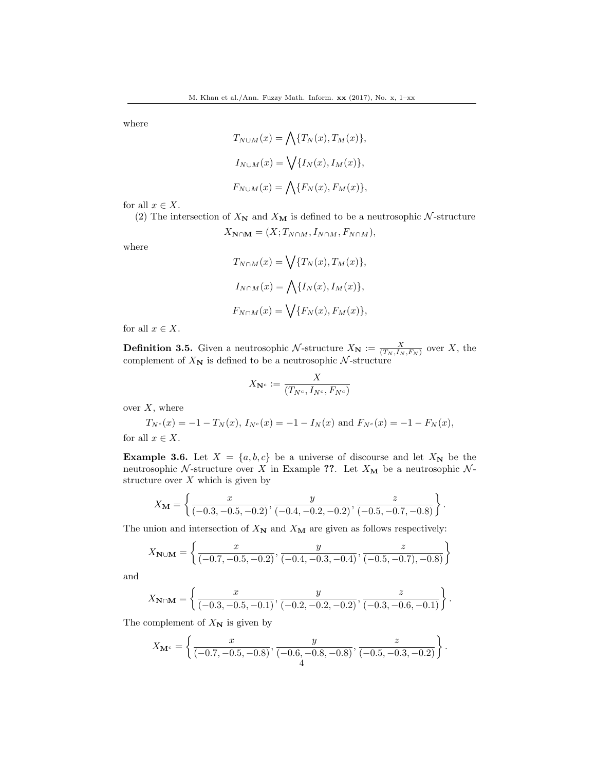where

$$T_{N\cup M}(x) = \bigwedge\{T_N(x), T_M(x)\},$$

$$I_{N\cup M}(x) = \bigvee\{I_N(x), I_M(x)\},$$

$$F_{N\cup M}(x) = \bigwedge\{F_N(x), F_M(x)\},$$

for all $x \in X$.

(2) The intersection of $X_{\mathbf{N}}$ and $X_{\mathbf{M}}$ is defined to be a neutrosophic $\mathcal{N}$-structure

$$X_{\mathbf{N}\cap\mathbf{M}} = (X; T_{N\cap M}, I_{N\cap M}, F_{N\cap M}),$$

where

$$T_{N\cap M}(x) = \bigvee\{T_N(x), T_M(x)\},$$

$$I_{N\cap M}(x) = \bigwedge\{I_N(x), I_M(x)\},$$

$$F_{N\cap M}(x) = \bigvee\{F_N(x), F_M(x)\},$$

for all $x \in X$.

**Definition 3.5.** Given a neutrosophic $\mathcal{N}$-structure $X_{\mathbf{N}} := \frac{X}{(T_N, I_N, F_N)}$ over $X$, the complement of $X_{\mathbf{N}}$ is defined to be a neutrosophic $\mathcal{N}$-structure

$$X_{\mathbf{N}^c} := \frac{X}{(T_{N^c}, I_{N^c}, F_{N^c})}$$

over $X$, where

$$T_{N^c}(x) = -1 - T_N(x),\ I_{N^c}(x) = -1 - I_N(x) \text{ and } F_{N^c}(x) = -1 - F_N(x),$$

for all $x \in X$.

**Example 3.6.** Let $X = \{a, b, c\}$ be a universe of discourse and let $X_{\mathbf{N}}$ be the neutrosophic $\mathcal{N}$-structure over $X$ in Example **??**. Let $X_{\mathbf{M}}$ be a neutrosophic $\mathcal{N}$-structure over $X$ which is given by

$$X_{\mathbf{M}} = \left\{ \frac{x}{(-0.3, -0.5, -0.2)}, \frac{y}{(-0.4, -0.2, -0.2)}, \frac{z}{(-0.5, -0.7, -0.8)} \right\}.$$

The union and intersection of $X_{\mathbf{N}}$ and $X_{\mathbf{M}}$ are given as follows respectively:

$$X_{\mathbf{N}\cup\mathbf{M}} = \left\{ \frac{x}{(-0.7, -0.5, -0.2)}, \frac{y}{(-0.4, -0.3, -0.4)}, \frac{z}{(-0.5, -0.7), -0.8)} \right\}$$

and

$$X_{\mathbf{N}\cap\mathbf{M}} = \left\{ \frac{x}{(-0.3, -0.5, -0.1)}, \frac{y}{(-0.2, -0.2, -0.2)}, \frac{z}{(-0.3, -0.6, -0.1)} \right\}.$$

The complement of $X_{\mathbf{N}}$ is given by

$$X_{\mathbf{M}^c} = \left\{ \frac{x}{(-0.7, -0.5, -0.8)}, \frac{y}{(-0.6, -0.8, -0.8)}, \frac{z}{(-0.5, -0.3, -0.2)} \right\}.$$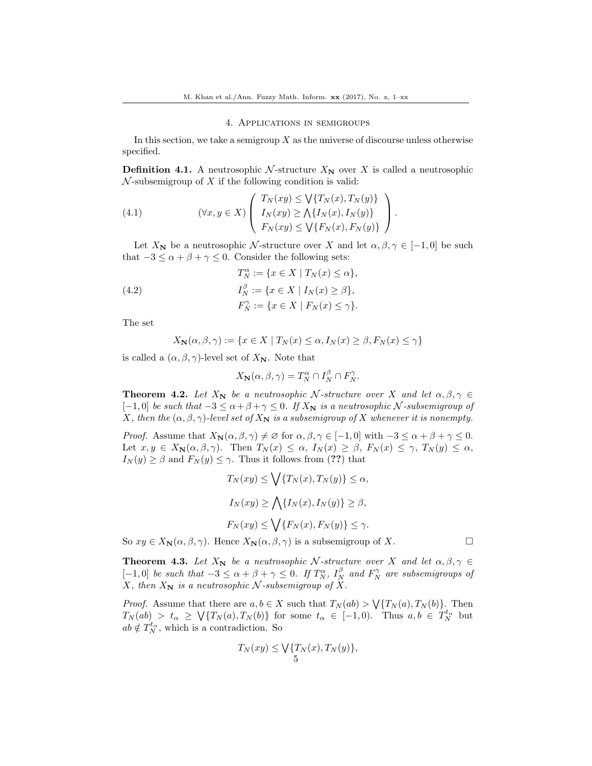## 4. Applications in semigroups

In this section, we take a semigroup $X$ as the universe of discourse unless otherwise specified.

**Definition 4.1.** A neutrosophic $\mathcal{N}$-structure $X_{\mathbf{N}}$ over $X$ is called a neutrosophic $\mathcal{N}$-subsemigroup of $X$ if the following condition is valid:

$$(\forall x, y \in X) \left( \begin{array}{c} T_N(xy) \leq \bigvee\{T_N(x), T_N(y)\} \\ I_N(xy) \geq \bigwedge\{I_N(x), I_N(y)\} \\ F_N(xy) \leq \bigvee\{F_N(x), F_N(y)\} \end{array} \right). \tag{4.1}$$

Let $X_{\mathbf{N}}$ be a neutrosophic $\mathcal{N}$-structure over $X$ and let $\alpha, \beta, \gamma \in [-1, 0]$ be such that $-3 \leq \alpha + \beta + \gamma \leq 0$. Consider the following sets:

$$\begin{aligned} T_N^{\alpha} &:= \{x \in X \mid T_N(x) \leq \alpha\}, \\ I_N^{\beta} &:= \{x \in X \mid I_N(x) \geq \beta\}, \\ F_N^{\gamma} &:= \{x \in X \mid F_N(x) \leq \gamma\}. \end{aligned} \tag{4.2}$$

The set

$$X_{\mathbf{N}}(\alpha, \beta, \gamma) := \{x \in X \mid T_N(x) \leq \alpha, I_N(x) \geq \beta, F_N(x) \leq \gamma\}$$

is called a $(\alpha, \beta, \gamma)$-level set of $X_{\mathbf{N}}$. Note that

$$X_{\mathbf{N}}(\alpha, \beta, \gamma) = T_N^{\alpha} \cap I_N^{\beta} \cap F_N^{\gamma}.$$

**Theorem 4.2.** *Let $X_{\mathbf{N}}$ be a neutrosophic $\mathcal{N}$-structure over $X$ and let $\alpha, \beta, \gamma \in [-1, 0]$ be such that $-3 \leq \alpha+\beta+\gamma \leq 0$. If $X_{\mathbf{N}}$ is a neutrosophic $\mathcal{N}$-subsemigroup of $X$, then the $(\alpha, \beta, \gamma)$-level set of $X_{\mathbf{N}}$ is a subsemigroup of $X$ whenever it is nonempty.*

*Proof.* Assume that $X_{\mathbf{N}}(\alpha, \beta, \gamma) \neq \varnothing$ for $\alpha, \beta, \gamma \in [-1, 0]$ with $-3 \leq \alpha + \beta + \gamma \leq 0$. Let $x, y \in X_{\mathbf{N}}(\alpha, \beta, \gamma)$. Then $T_N(x) \leq \alpha$, $I_N(x) \geq \beta$, $F_N(x) \leq \gamma$, $T_N(y) \leq \alpha$, $I_N(y) \geq \beta$ and $F_N(y) \leq \gamma$. Thus it follows from (**??**) that

$$T_N(xy) \leq \bigvee\{T_N(x), T_N(y)\} \leq \alpha,$$

$$I_N(xy) \geq \bigwedge\{I_N(x), I_N(y)\} \geq \beta,$$

$$F_N(xy) \leq \bigvee\{F_N(x), F_N(y)\} \leq \gamma.$$

So $xy \in X_{\mathbf{N}}(\alpha, \beta, \gamma)$. Hence $X_{\mathbf{N}}(\alpha, \beta, \gamma)$ is a subsemigroup of $X$. □

**Theorem 4.3.** *Let $X_{\mathbf{N}}$ be a neutrosophic $\mathcal{N}$-structure over $X$ and let $\alpha, \beta, \gamma \in [-1, 0]$ be such that $-3 \leq \alpha + \beta + \gamma \leq 0$. If $T_N^{\alpha}$, $I_N^{\beta}$ and $F_N^{\gamma}$ are subsemigroups of $X$, then $X_{\mathbf{N}}$ is a neutrosophic $\mathcal{N}$-subsemigroup of $X$.*

*Proof.* Assume that there are $a, b \in X$ such that $T_N(ab) > \bigvee\{T_N(a), T_N(b)\}$. Then $T_N(ab) > t_{\alpha} \geq \bigvee\{T_N(a), T_N(b)\}$ for some $t_{\alpha} \in [-1, 0)$. Thus $a, b \in T_N^{t_{\alpha}}$ but $ab \notin T_N^{t_{\alpha}}$, which is a contradiction. So

$$T_N(xy) \leq \bigvee\{T_N(x), T_N(y)\},$$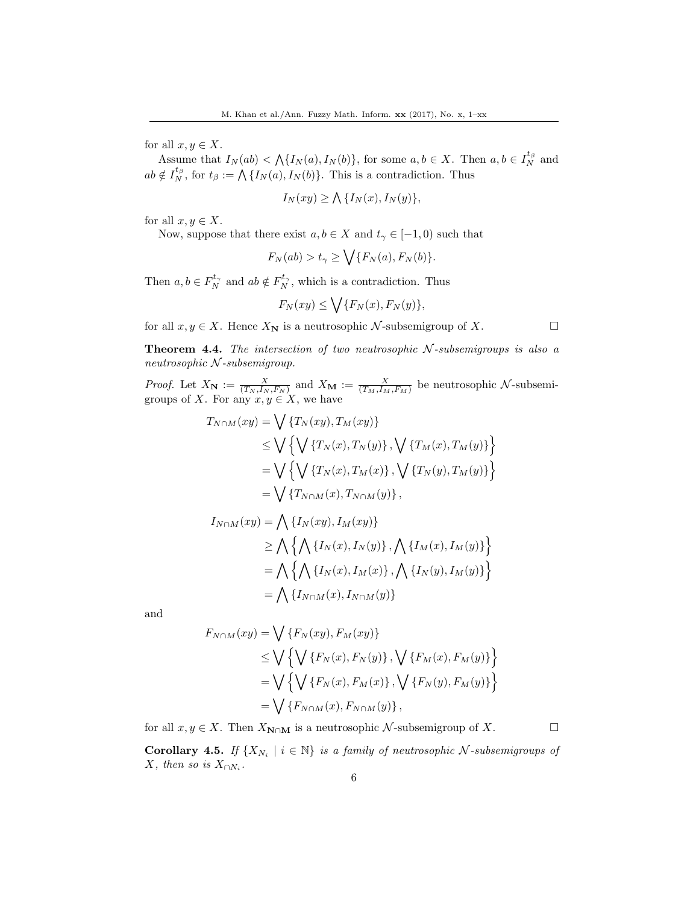for all $x, y \in X$.

Assume that $I_N(ab) < \bigwedge\{I_N(a), I_N(b)\}$, for some $a, b \in X$. Then $a, b \in I_N^{t_\beta}$ and $ab \notin I_N^{t_\beta}$, for $t_\beta := \bigwedge\{I_N(a), I_N(b)\}$. This is a contradiction. Thus

$$I_N(xy) \geq \bigwedge\{I_N(x), I_N(y)\},$$

for all $x, y \in X$.

Now, suppose that there exist $a, b \in X$ and $t_\gamma \in [-1, 0)$ such that

$$F_N(ab) > t_\gamma \geq \bigvee\{F_N(a), F_N(b)\}.$$

Then $a, b \in F_N^{t_\gamma}$ and $ab \notin F_N^{t_\gamma}$, which is a contradiction. Thus

$$F_N(xy) \leq \bigvee\{F_N(x), F_N(y)\},$$

for all $x, y \in X$. Hence $X_{\mathbf{N}}$ is a neutrosophic $\mathcal{N}$-subsemigroup of $X$. $\square$

**Theorem 4.4.** *The intersection of two neutrosophic $\mathcal{N}$-subsemigroups is also a neutrosophic $\mathcal{N}$-subsemigroup.*

*Proof.* Let $X_{\mathbf{N}} := \frac{X}{(T_N, I_N, F_N)}$ and $X_{\mathbf{M}} := \frac{X}{(T_M, I_M, F_M)}$ be neutrosophic $\mathcal{N}$-subsemigroups of $X$. For any $x, y \in X$, we have

$$\begin{aligned}
T_{N\cap M}(xy) &= \bigvee\{T_N(xy), T_M(xy)\} \\
&\leq \bigvee\left\{\bigvee\{T_N(x), T_N(y)\}, \bigvee\{T_M(x), T_M(y)\}\right\} \\
&= \bigvee\left\{\bigvee\{T_N(x), T_M(x)\}, \bigvee\{T_N(y), T_M(y)\}\right\} \\
&= \bigvee\{T_{N\cap M}(x), T_{N\cap M}(y)\},
\end{aligned}$$

$$\begin{aligned}
I_{N\cap M}(xy) &= \bigwedge\{I_N(xy), I_M(xy)\} \\
&\geq \bigwedge\left\{\bigwedge\{I_N(x), I_N(y)\}, \bigwedge\{I_M(x), I_M(y)\}\right\} \\
&= \bigwedge\left\{\bigwedge\{I_N(x), I_M(x)\}, \bigwedge\{I_N(y), I_M(y)\}\right\} \\
&= \bigwedge\{I_{N\cap M}(x), I_{N\cap M}(y)\}
\end{aligned}$$

and

$$\begin{aligned}
F_{N\cap M}(xy) &= \bigvee\{F_N(xy), F_M(xy)\} \\
&\leq \bigvee\left\{\bigvee\{F_N(x), F_N(y)\}, \bigvee\{F_M(x), F_M(y)\}\right\} \\
&= \bigvee\left\{\bigvee\{F_N(x), F_M(x)\}, \bigvee\{F_N(y), F_M(y)\}\right\} \\
&= \bigvee\{F_{N\cap M}(x), F_{N\cap M}(y)\},
\end{aligned}$$

for all $x, y \in X$. Then $X_{\mathbf{N\cap M}}$ is a neutrosophic $\mathcal{N}$-subsemigroup of $X$. $\square$

**Corollary 4.5.** *If $\{X_{N_i} \mid i \in \mathbb{N}\}$ is a family of neutrosophic $\mathcal{N}$-subsemigroups of $X$, then so is $X_{\cap N_i}$.*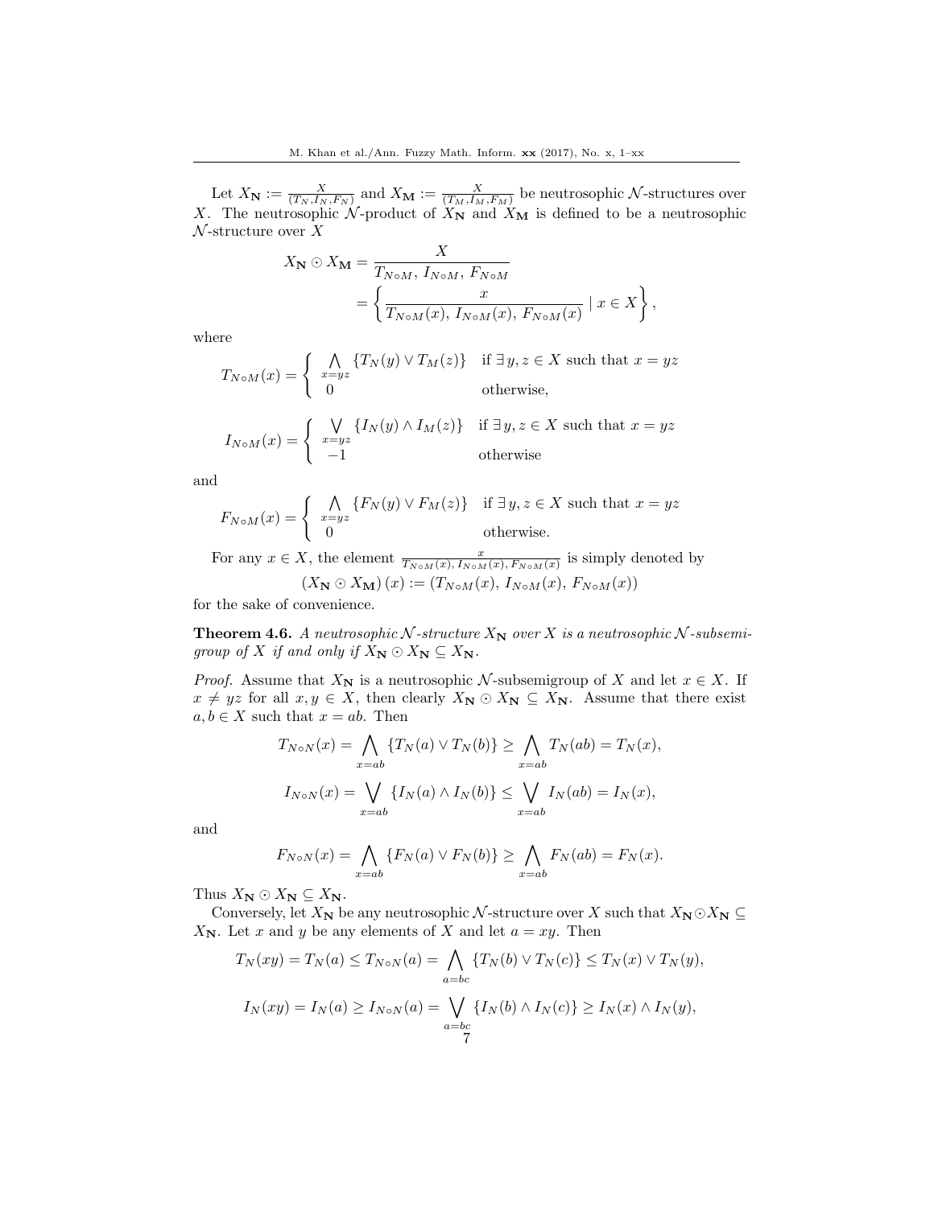Let $X_{\mathbf{N}} := \frac{X}{(T_N, I_N, F_N)}$ and $X_{\mathbf{M}} := \frac{X}{(T_M, I_M, F_M)}$ be neutrosophic $\mathcal{N}$-structures over $X$. The neutrosophic $\mathcal{N}$-product of $X_{\mathbf{N}}$ and $X_{\mathbf{M}}$ is defined to be a neutrosophic $\mathcal{N}$-structure over $X$

$$X_{\mathbf{N}} \odot X_{\mathbf{M}} = \frac{X}{T_{N\circ M},\, I_{N\circ M},\, F_{N\circ M}} = \left\{ \frac{x}{T_{N\circ M}(x),\, I_{N\circ M}(x),\, F_{N\circ M}(x)} \mid x \in X \right\},$$

where

$$T_{N\circ M}(x) = \begin{cases} \bigwedge\limits_{x=yz} \{T_N(y) \vee T_M(z)\} & \text{if } \exists\, y, z \in X \text{ such that } x = yz \\ 0 & \text{otherwise,} \end{cases}$$

$$I_{N\circ M}(x) = \begin{cases} \bigvee\limits_{x=yz} \{I_N(y) \wedge I_M(z)\} & \text{if } \exists\, y, z \in X \text{ such that } x = yz \\ -1 & \text{otherwise} \end{cases}$$

and

$$F_{N\circ M}(x) = \begin{cases} \bigwedge\limits_{x=yz} \{F_N(y) \vee F_M(z)\} & \text{if } \exists\, y, z \in X \text{ such that } x = yz \\ 0 & \text{otherwise.} \end{cases}$$

For any $x \in X$, the element $\frac{x}{T_{N\circ M}(x),\, I_{N\circ M}(x),\, F_{N\circ M}(x)}$ is simply denoted by

$$(X_{\mathbf{N}} \odot X_{\mathbf{M}})(x) := (T_{N\circ M}(x),\, I_{N\circ M}(x),\, F_{N\circ M}(x))$$

for the sake of convenience.

**Theorem 4.6.** *A neutrosophic $\mathcal{N}$-structure $X_{\mathbf{N}}$ over $X$ is a neutrosophic $\mathcal{N}$-subsemigroup of $X$ if and only if $X_{\mathbf{N}} \odot X_{\mathbf{N}} \subseteq X_{\mathbf{N}}$.*

*Proof.* Assume that $X_{\mathbf{N}}$ is a neutrosophic $\mathcal{N}$-subsemigroup of $X$ and let $x \in X$. If $x \neq yz$ for all $x, y \in X$, then clearly $X_{\mathbf{N}} \odot X_{\mathbf{N}} \subseteq X_{\mathbf{N}}$. Assume that there exist $a, b \in X$ such that $x = ab$. Then

$$T_{N\circ N}(x) = \bigwedge_{x=ab} \{T_N(a) \vee T_N(b)\} \geq \bigwedge_{x=ab} T_N(ab) = T_N(x),$$

$$I_{N\circ N}(x) = \bigvee_{x=ab} \{I_N(a) \wedge I_N(b)\} \leq \bigvee_{x=ab} I_N(ab) = I_N(x),$$

and

$$F_{N\circ N}(x) = \bigwedge_{x=ab} \{F_N(a) \vee F_N(b)\} \geq \bigwedge_{x=ab} F_N(ab) = F_N(x).$$

Thus $X_{\mathbf{N}} \odot X_{\mathbf{N}} \subseteq X_{\mathbf{N}}$.

Conversely, let $X_{\mathbf{N}}$ be any neutrosophic $\mathcal{N}$-structure over $X$ such that $X_{\mathbf{N}} \odot X_{\mathbf{N}} \subseteq X_{\mathbf{N}}$. Let $x$ and $y$ be any elements of $X$ and let $a = xy$. Then

$$T_N(xy) = T_N(a) \leq T_{N\circ N}(a) = \bigwedge_{a=bc} \{T_N(b) \vee T_N(c)\} \leq T_N(x) \vee T_N(y),$$

$$I_N(xy) = I_N(a) \geq I_{N\circ N}(a) = \bigvee_{a=bc} \{I_N(b) \wedge I_N(c)\} \geq I_N(x) \wedge I_N(y),$$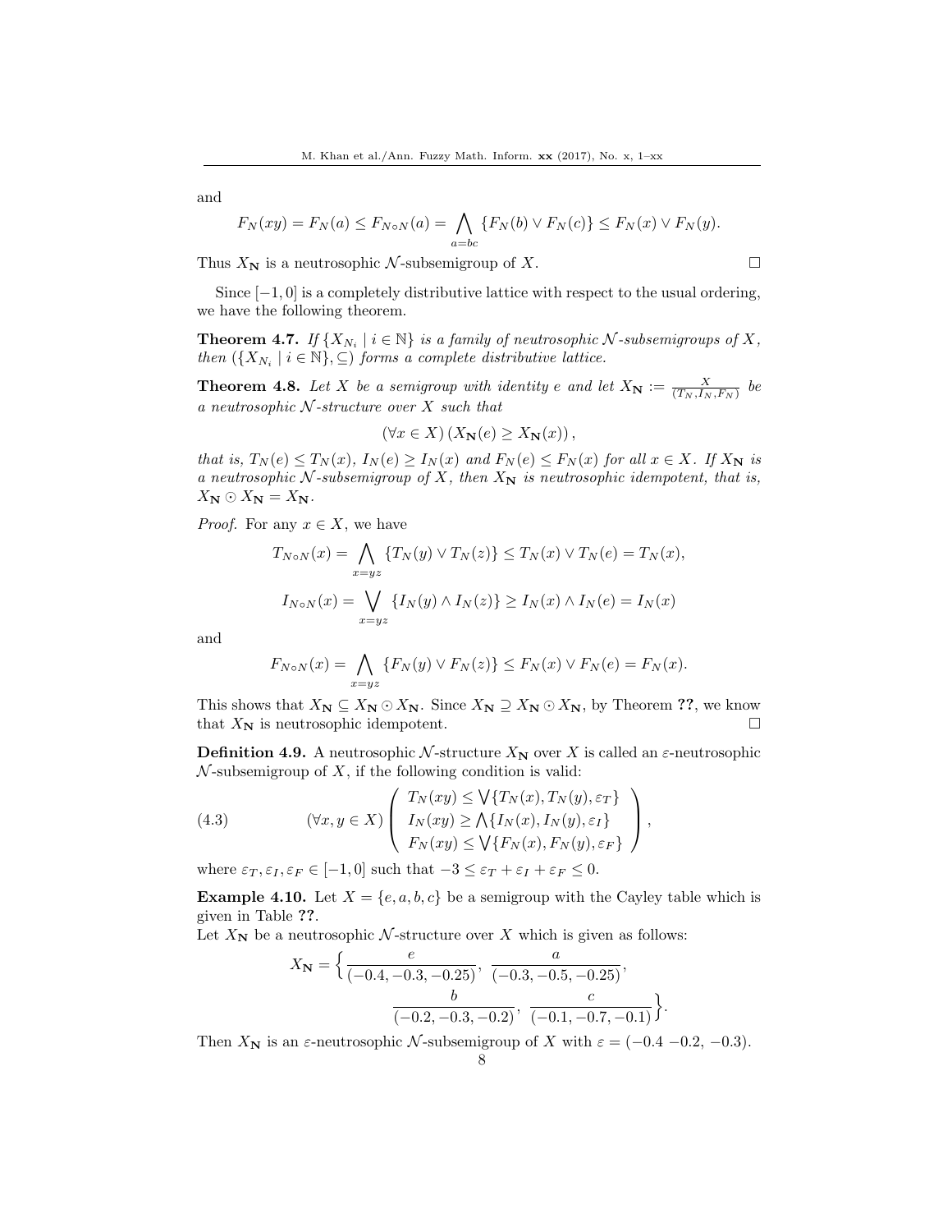and

$$F_N(xy) = F_N(a) \le F_{N\circ N}(a) = \bigwedge_{a=bc} \{F_N(b) \vee F_N(c)\} \le F_N(x) \vee F_N(y).$$

Thus $X_{\mathbf{N}}$ is a neutrosophic $\mathcal{N}$-subsemigroup of $X$. $\square$

Since $[-1, 0]$ is a completely distributive lattice with respect to the usual ordering, we have the following theorem.

**Theorem 4.7.** *If $\{X_{N_i} \mid i \in \mathbb{N}\}$ is a family of neutrosophic $\mathcal{N}$-subsemigroups of $X$, then $(\{X_{N_i} \mid i \in \mathbb{N}\}, \subseteq)$ forms a complete distributive lattice.*

**Theorem 4.8.** *Let $X$ be a semigroup with identity $e$ and let $X_{\mathbf{N}} := \frac{X}{(T_N, I_N, F_N)}$ be a neutrosophic $\mathcal{N}$-structure over $X$ such that*

$$(\forall x \in X)\,(X_{\mathbf{N}}(e) \ge X_{\mathbf{N}}(x)),$$

*that is, $T_N(e) \le T_N(x)$, $I_N(e) \ge I_N(x)$ and $F_N(e) \le F_N(x)$ for all $x \in X$. If $X_{\mathbf{N}}$ is a neutrosophic $\mathcal{N}$-subsemigroup of $X$, then $X_{\mathbf{N}}$ is neutrosophic idempotent, that is, $X_{\mathbf{N}} \odot X_{\mathbf{N}} = X_{\mathbf{N}}$.*

*Proof.* For any $x \in X$, we have

$$T_{N\circ N}(x) = \bigwedge_{x=yz} \{T_N(y) \vee T_N(z)\} \le T_N(x) \vee T_N(e) = T_N(x),$$

$$I_{N\circ N}(x) = \bigvee_{x=yz} \{I_N(y) \wedge I_N(z)\} \ge I_N(x) \wedge I_N(e) = I_N(x)$$

and

$$F_{N\circ N}(x) = \bigwedge_{x=yz} \{F_N(y) \vee F_N(z)\} \le F_N(x) \vee F_N(e) = F_N(x).$$

This shows that $X_{\mathbf{N}} \subseteq X_{\mathbf{N}} \odot X_{\mathbf{N}}$. Since $X_{\mathbf{N}} \supseteq X_{\mathbf{N}} \odot X_{\mathbf{N}}$, by Theorem **??**, we know that $X_{\mathbf{N}}$ is neutrosophic idempotent. $\square$

**Definition 4.9.** A neutrosophic $\mathcal{N}$-structure $X_{\mathbf{N}}$ over $X$ is called an $\varepsilon$-neutrosophic $\mathcal{N}$-subsemigroup of $X$, if the following condition is valid:

$$(\forall x, y \in X) \left( \begin{array}{l} T_N(xy) \le \bigvee\{T_N(x), T_N(y), \varepsilon_T\} \\ I_N(xy) \ge \bigwedge\{I_N(x), I_N(y), \varepsilon_I\} \\ F_N(xy) \le \bigvee\{F_N(x), F_N(y), \varepsilon_F\} \end{array} \right), \tag{4.3}$$

where $\varepsilon_T, \varepsilon_I, \varepsilon_F \in [-1, 0]$ such that $-3 \le \varepsilon_T + \varepsilon_I + \varepsilon_F \le 0$.

**Example 4.10.** Let $X = \{e, a, b, c\}$ be a semigroup with the Cayley table which is given in Table **??**.
Let $X_{\mathbf{N}}$ be a neutrosophic $\mathcal{N}$-structure over $X$ which is given as follows:

$$X_{\mathbf{N}} = \Big\{ \frac{e}{(-0.4, -0.3, -0.25)},\ \frac{a}{(-0.3, -0.5, -0.25)},\ \frac{b}{(-0.2, -0.3, -0.2)},\ \frac{c}{(-0.1, -0.7, -0.1)} \Big\}.$$

Then $X_{\mathbf{N}}$ is an $\varepsilon$-neutrosophic $\mathcal{N}$-subsemigroup of $X$ with $\varepsilon = (-0.4\ -0.2,\ -0.3)$.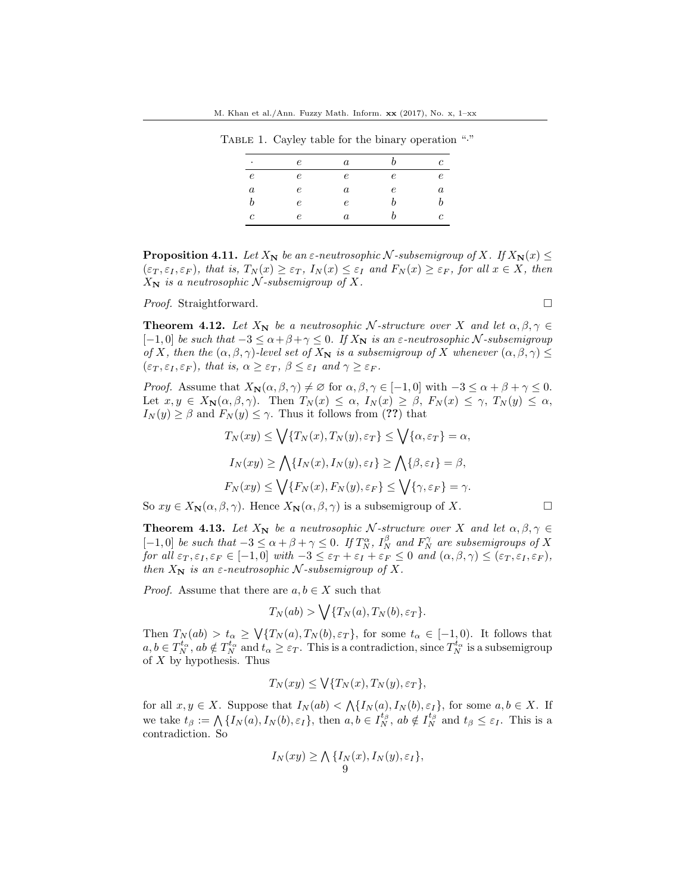Table 1. Cayley table for the binary operation "·"

| $\cdot$ | $e$ | $a$ | $b$ | $c$ |
|---|---|---|---|---|
| $e$ | $e$ | $e$ | $e$ | $e$ |
| $a$ | $e$ | $a$ | $e$ | $a$ |
| $b$ | $e$ | $e$ | $b$ | $b$ |
| $c$ | $e$ | $a$ | $b$ | $c$ |

**Proposition 4.11.** *Let $X_{\mathbf{N}}$ be an $\varepsilon$-neutrosophic $\mathcal{N}$-subsemigroup of $X$. If $X_{\mathbf{N}}(x) \leq (\varepsilon_T, \varepsilon_I, \varepsilon_F)$, that is, $T_N(x) \geq \varepsilon_T$, $I_N(x) \leq \varepsilon_I$ and $F_N(x) \geq \varepsilon_F$, for all $x \in X$, then $X_{\mathbf{N}}$ is a neutrosophic $\mathcal{N}$-subsemigroup of $X$.*

*Proof.* Straightforward. □

**Theorem 4.12.** *Let $X_{\mathbf{N}}$ be a neutrosophic $\mathcal{N}$-structure over $X$ and let $\alpha, \beta, \gamma \in [-1, 0]$ be such that $-3 \leq \alpha+\beta+\gamma \leq 0$. If $X_{\mathbf{N}}$ is an $\varepsilon$-neutrosophic $\mathcal{N}$-subsemigroup of $X$, then the $(\alpha, \beta, \gamma)$-level set of $X_{\mathbf{N}}$ is a subsemigroup of $X$ whenever $(\alpha, \beta, \gamma) \leq (\varepsilon_T, \varepsilon_I, \varepsilon_F)$, that is, $\alpha \geq \varepsilon_T$, $\beta \leq \varepsilon_I$ and $\gamma \geq \varepsilon_F$.*

*Proof.* Assume that $X_{\mathbf{N}}(\alpha, \beta, \gamma) \neq \varnothing$ for $\alpha, \beta, \gamma \in [-1, 0]$ with $-3 \leq \alpha + \beta + \gamma \leq 0$. Let $x, y \in X_{\mathbf{N}}(\alpha, \beta, \gamma)$. Then $T_N(x) \leq \alpha$, $I_N(x) \geq \beta$, $F_N(x) \leq \gamma$, $T_N(y) \leq \alpha$, $I_N(y) \geq \beta$ and $F_N(y) \leq \gamma$. Thus it follows from (??) that

$$T_N(xy) \leq \bigvee\{T_N(x), T_N(y), \varepsilon_T\} \leq \bigvee\{\alpha, \varepsilon_T\} = \alpha,$$

$$I_N(xy) \geq \bigwedge\{I_N(x), I_N(y), \varepsilon_I\} \geq \bigwedge\{\beta, \varepsilon_I\} = \beta,$$

$$F_N(xy) \leq \bigvee\{F_N(x), F_N(y), \varepsilon_F\} \leq \bigvee\{\gamma, \varepsilon_F\} = \gamma.$$

So $xy \in X_{\mathbf{N}}(\alpha, \beta, \gamma)$. Hence $X_{\mathbf{N}}(\alpha, \beta, \gamma)$ is a subsemigroup of $X$. □

**Theorem 4.13.** *Let $X_{\mathbf{N}}$ be a neutrosophic $\mathcal{N}$-structure over $X$ and let $\alpha, \beta, \gamma \in [-1, 0]$ be such that $-3 \leq \alpha+\beta+\gamma \leq 0$. If $T_N^{\alpha}$, $I_N^{\beta}$ and $F_N^{\gamma}$ are subsemigroups of $X$ for all $\varepsilon_T, \varepsilon_I, \varepsilon_F \in [-1, 0]$ with $-3 \leq \varepsilon_T + \varepsilon_I + \varepsilon_F \leq 0$ and $(\alpha, \beta, \gamma) \leq (\varepsilon_T, \varepsilon_I, \varepsilon_F)$, then $X_{\mathbf{N}}$ is an $\varepsilon$-neutrosophic $\mathcal{N}$-subsemigroup of $X$.*

*Proof.* Assume that there are $a, b \in X$ such that

$$T_N(ab) > \bigvee\{T_N(a), T_N(b), \varepsilon_T\}.$$

Then $T_N(ab) > t_\alpha \geq \bigvee\{T_N(a), T_N(b), \varepsilon_T\}$, for some $t_\alpha \in [-1, 0)$. It follows that $a, b \in T_N^{t_\alpha}$, $ab \notin T_N^{t_\alpha}$ and $t_\alpha \geq \varepsilon_T$. This is a contradiction, since $T_N^{t_\alpha}$ is a subsemigroup of $X$ by hypothesis. Thus

$$T_N(xy) \leq \bigvee\{T_N(x), T_N(y), \varepsilon_T\},$$

for all $x, y \in X$. Suppose that $I_N(ab) < \bigwedge\{I_N(a), I_N(b), \varepsilon_I\}$, for some $a, b \in X$. If we take $t_\beta := \bigwedge\{I_N(a), I_N(b), \varepsilon_I\}$, then $a, b \in I_N^{t_\beta}$, $ab \notin I_N^{t_\beta}$ and $t_\beta \leq \varepsilon_I$. This is a contradiction. So

$$I_N(xy) \geq \bigwedge\{I_N(x), I_N(y), \varepsilon_I\},$$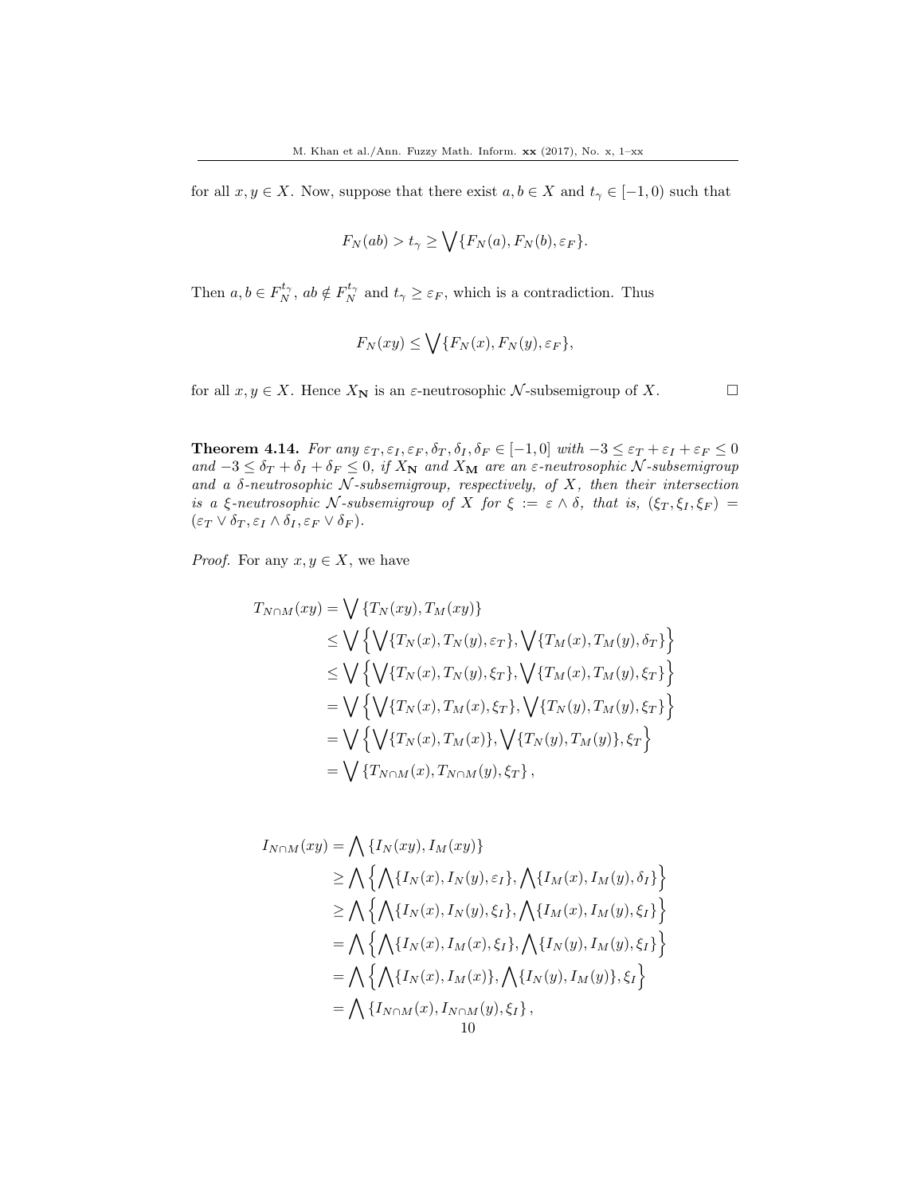for all $x, y \in X$. Now, suppose that there exist $a, b \in X$ and $t_\gamma \in [-1, 0)$ such that

$$F_N(ab) > t_\gamma \geq \bigvee\{F_N(a), F_N(b), \varepsilon_F\}.$$

Then $a, b \in F_N^{t_\gamma}$, $ab \notin F_N^{t_\gamma}$ and $t_\gamma \geq \varepsilon_F$, which is a contradiction. Thus

$$F_N(xy) \leq \bigvee\{F_N(x), F_N(y), \varepsilon_F\},$$

for all $x, y \in X$. Hence $X_{\mathbf{N}}$ is an $\varepsilon$-neutrosophic $\mathcal{N}$-subsemigroup of $X$. □

**Theorem 4.14.** *For any $\varepsilon_T, \varepsilon_I, \varepsilon_F, \delta_T, \delta_I, \delta_F \in [-1, 0]$ with $-3 \leq \varepsilon_T + \varepsilon_I + \varepsilon_F \leq 0$ and $-3 \leq \delta_T + \delta_I + \delta_F \leq 0$, if $X_{\mathbf{N}}$ and $X_{\mathbf{M}}$ are an $\varepsilon$-neutrosophic $\mathcal{N}$-subsemigroup and a $\delta$-neutrosophic $\mathcal{N}$-subsemigroup, respectively, of $X$, then their intersection is a $\xi$-neutrosophic $\mathcal{N}$-subsemigroup of $X$ for $\xi := \varepsilon \wedge \delta$, that is, $(\xi_T, \xi_I, \xi_F) = (\varepsilon_T \vee \delta_T, \varepsilon_I \wedge \delta_I, \varepsilon_F \vee \delta_F)$.*

*Proof.* For any $x, y \in X$, we have

$$\begin{aligned}
T_{N\cap M}(xy) &= \bigvee \{T_N(xy), T_M(xy)\} \\
&\leq \bigvee \Big\{\bigvee\{T_N(x), T_N(y), \varepsilon_T\}, \bigvee\{T_M(x), T_M(y), \delta_T\}\Big\} \\
&\leq \bigvee \Big\{\bigvee\{T_N(x), T_N(y), \xi_T\}, \bigvee\{T_M(x), T_M(y), \xi_T\}\Big\} \\
&= \bigvee \Big\{\bigvee\{T_N(x), T_M(x), \xi_T\}, \bigvee\{T_N(y), T_M(y), \xi_T\}\Big\} \\
&= \bigvee \Big\{\bigvee\{T_N(x), T_M(x)\}, \bigvee\{T_N(y), T_M(y)\}, \xi_T\Big\} \\
&= \bigvee \{T_{N\cap M}(x), T_{N\cap M}(y), \xi_T\},
\end{aligned}$$

$$\begin{aligned}
I_{N\cap M}(xy) &= \bigwedge \{I_N(xy), I_M(xy)\} \\
&\geq \bigwedge \Big\{\bigwedge\{I_N(x), I_N(y), \varepsilon_I\}, \bigwedge\{I_M(x), I_M(y), \delta_I\}\Big\} \\
&\geq \bigwedge \Big\{\bigwedge\{I_N(x), I_N(y), \xi_I\}, \bigwedge\{I_M(x), I_M(y), \xi_I\}\Big\} \\
&= \bigwedge \Big\{\bigwedge\{I_N(x), I_M(x), \xi_I\}, \bigwedge\{I_N(y), I_M(y), \xi_I\}\Big\} \\
&= \bigwedge \Big\{\bigwedge\{I_N(x), I_M(x)\}, \bigwedge\{I_N(y), I_M(y)\}, \xi_I\Big\} \\
&= \bigwedge \{I_{N\cap M}(x), I_{N\cap M}(y), \xi_I\},
\end{aligned}$$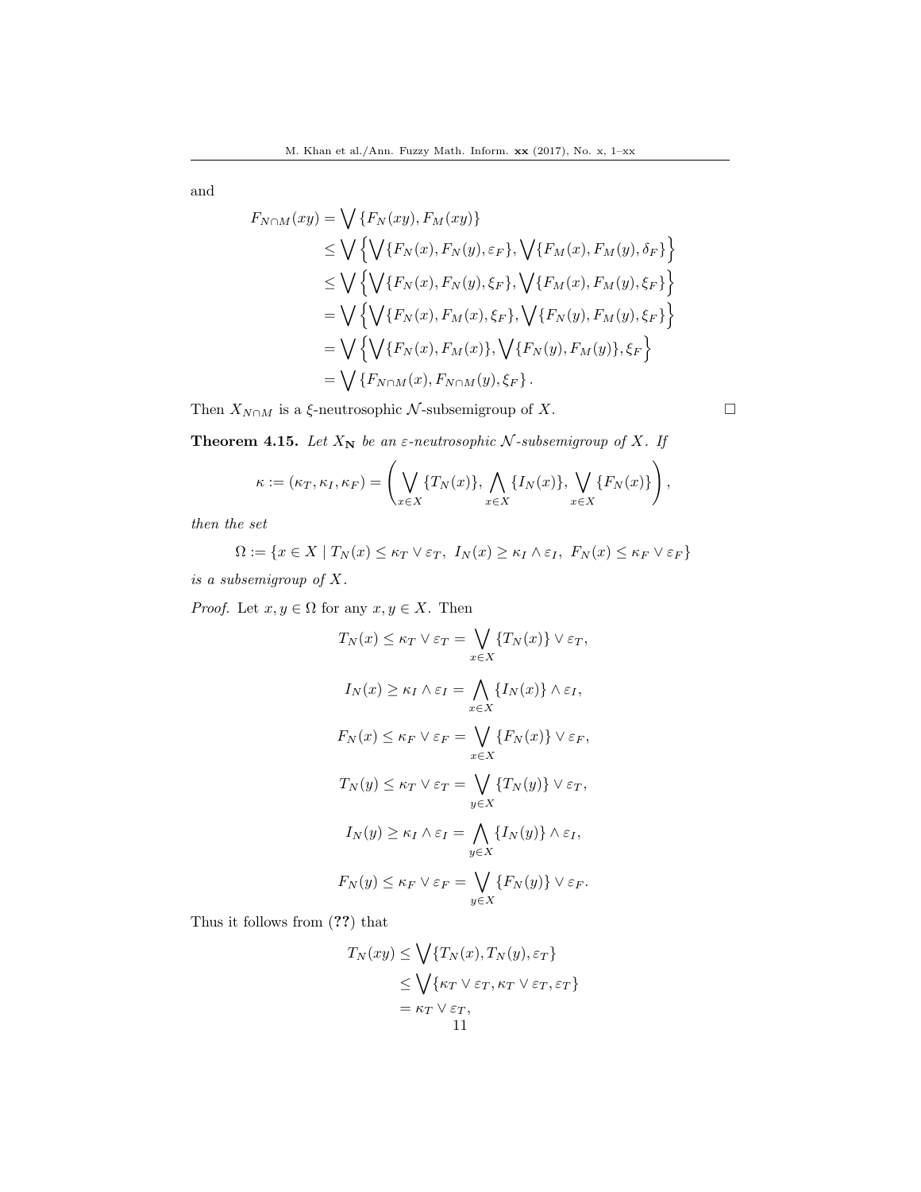and

$$
\begin{aligned}
F_{N\cap M}(xy) &= \bigvee \{F_N(xy), F_M(xy)\} \\
&\leq \bigvee \left\{ \bigvee\{F_N(x), F_N(y), \varepsilon_F\}, \bigvee\{F_M(x), F_M(y), \delta_F\} \right\} \\
&\leq \bigvee \left\{ \bigvee\{F_N(x), F_N(y), \xi_F\}, \bigvee\{F_M(x), F_M(y), \xi_F\} \right\} \\
&= \bigvee \left\{ \bigvee\{F_N(x), F_M(x), \xi_F\}, \bigvee\{F_N(y), F_M(y), \xi_F\} \right\} \\
&= \bigvee \left\{ \bigvee\{F_N(x), F_M(x)\}, \bigvee\{F_N(y), F_M(y)\}, \xi_F \right\} \\
&= \bigvee \{F_{N\cap M}(x), F_{N\cap M}(y), \xi_F\}.
\end{aligned}
$$

Then $X_{N\cap M}$ is a $\xi$-neutrosophic $\mathcal{N}$-subsemigroup of $X$. □

**Theorem 4.15.** *Let $X_{\mathbf{N}}$ be an $\varepsilon$-neutrosophic $\mathcal{N}$-subsemigroup of $X$. If*

$$
\kappa := (\kappa_T, \kappa_I, \kappa_F) = \left( \bigvee_{x\in X} \{T_N(x)\}, \bigwedge_{x\in X} \{I_N(x)\}, \bigvee_{x\in X} \{F_N(x)\} \right),
$$

*then the set*

$$
\Omega := \{x \in X \mid T_N(x) \leq \kappa_T \vee \varepsilon_T,\ I_N(x) \geq \kappa_I \wedge \varepsilon_I,\ F_N(x) \leq \kappa_F \vee \varepsilon_F\}
$$

*is a subsemigroup of $X$.*

*Proof.* Let $x, y \in \Omega$ for any $x, y \in X$. Then

$$
T_N(x) \leq \kappa_T \vee \varepsilon_T = \bigvee_{x\in X} \{T_N(x)\} \vee \varepsilon_T,
$$

$$
I_N(x) \geq \kappa_I \wedge \varepsilon_I = \bigwedge_{x\in X} \{I_N(x)\} \wedge \varepsilon_I,
$$

$$
F_N(x) \leq \kappa_F \vee \varepsilon_F = \bigvee_{x\in X} \{F_N(x)\} \vee \varepsilon_F,
$$

$$
T_N(y) \leq \kappa_T \vee \varepsilon_T = \bigvee_{y\in X} \{T_N(y)\} \vee \varepsilon_T,
$$

$$
I_N(y) \geq \kappa_I \wedge \varepsilon_I = \bigwedge_{y\in X} \{I_N(y)\} \wedge \varepsilon_I,
$$

$$
F_N(y) \leq \kappa_F \vee \varepsilon_F = \bigvee_{y\in X} \{F_N(y)\} \vee \varepsilon_F.
$$

Thus it follows from (**??**) that

$$
\begin{aligned}
T_N(xy) &\leq \bigvee\{T_N(x), T_N(y), \varepsilon_T\} \\
&\leq \bigvee\{\kappa_T \vee \varepsilon_T, \kappa_T \vee \varepsilon_T, \varepsilon_T\} \\
&= \kappa_T \vee \varepsilon_T,
\end{aligned}
$$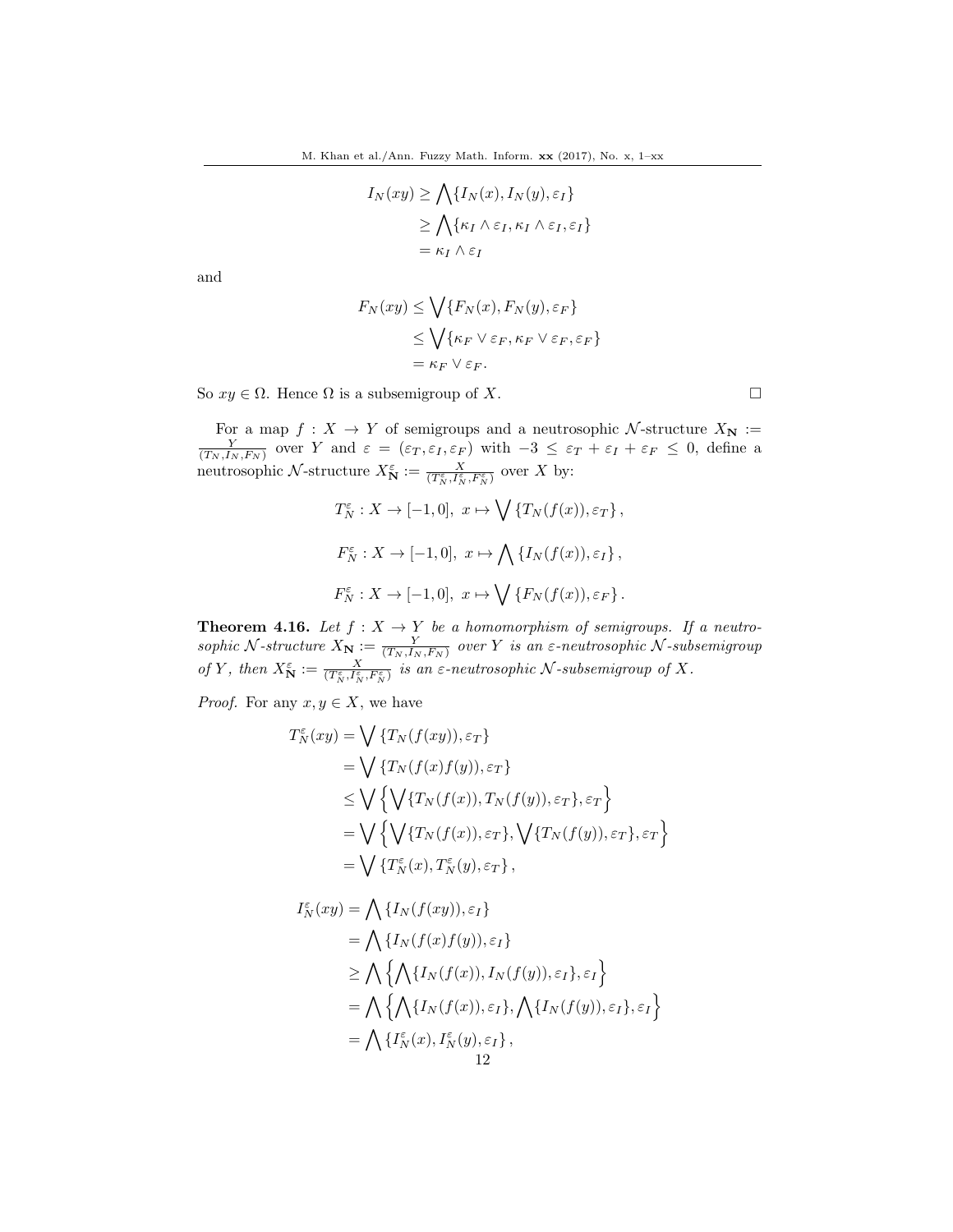$$
\begin{aligned}
I_N(xy) &\geq \bigwedge\{I_N(x), I_N(y), \varepsilon_I\} \\
&\geq \bigwedge\{\kappa_I \wedge \varepsilon_I, \kappa_I \wedge \varepsilon_I, \varepsilon_I\} \\
&= \kappa_I \wedge \varepsilon_I
\end{aligned}
$$

and

$$
\begin{aligned}
F_N(xy) &\leq \bigvee\{F_N(x), F_N(y), \varepsilon_F\} \\
&\leq \bigvee\{\kappa_F \vee \varepsilon_F, \kappa_F \vee \varepsilon_F, \varepsilon_F\} \\
&= \kappa_F \vee \varepsilon_F.
\end{aligned}
$$

So $xy \in \Omega$. Hence $\Omega$ is a subsemigroup of $X$. □

For a map $f : X \to Y$ of semigroups and a neutrosophic $\mathcal{N}$-structure $X_{\mathbf{N}} := \frac{Y}{(T_N, I_N, F_N)}$ over $Y$ and $\varepsilon = (\varepsilon_T, \varepsilon_I, \varepsilon_F)$ with $-3 \leq \varepsilon_T + \varepsilon_I + \varepsilon_F \leq 0$, define a neutrosophic $\mathcal{N}$-structure $X_{\mathbf{N}}^{\varepsilon} := \frac{X}{(T_N^{\varepsilon}, I_N^{\varepsilon}, F_N^{\varepsilon})}$ over $X$ by:

$$
T_N^{\varepsilon} : X \to [-1, 0],\ x \mapsto \bigvee \{T_N(f(x)), \varepsilon_T\},
$$

$$
F_N^{\varepsilon} : X \to [-1, 0],\ x \mapsto \bigwedge \{I_N(f(x)), \varepsilon_I\},
$$

$$
F_N^{\varepsilon} : X \to [-1, 0],\ x \mapsto \bigvee \{F_N(f(x)), \varepsilon_F\}.
$$

**Theorem 4.16.** *Let $f : X \to Y$ be a homomorphism of semigroups. If a neutrosophic $\mathcal{N}$-structure $X_{\mathbf{N}} := \frac{Y}{(T_N, I_N, F_N)}$ over $Y$ is an $\varepsilon$-neutrosophic $\mathcal{N}$-subsemigroup of $Y$, then $X_{\mathbf{N}}^{\varepsilon} := \frac{X}{(T_N^{\varepsilon}, I_N^{\varepsilon}, F_N^{\varepsilon})}$ is an $\varepsilon$-neutrosophic $\mathcal{N}$-subsemigroup of $X$.*

*Proof.* For any $x, y \in X$, we have

$$
\begin{aligned}
T_N^{\varepsilon}(xy) &= \bigvee \{T_N(f(xy)), \varepsilon_T\} \\
&= \bigvee \{T_N(f(x)f(y)), \varepsilon_T\} \\
&\leq \bigvee \left\{ \bigvee\{T_N(f(x)), T_N(f(y)), \varepsilon_T\}, \varepsilon_T \right\} \\
&= \bigvee \left\{ \bigvee\{T_N(f(x)), \varepsilon_T\}, \bigvee\{T_N(f(y)), \varepsilon_T\}, \varepsilon_T \right\} \\
&= \bigvee \{T_N^{\varepsilon}(x), T_N^{\varepsilon}(y), \varepsilon_T\},
\end{aligned}
$$

$$
\begin{aligned}
I_N^{\varepsilon}(xy) &= \bigwedge \{I_N(f(xy)), \varepsilon_I\} \\
&= \bigwedge \{I_N(f(x)f(y)), \varepsilon_I\} \\
&\geq \bigwedge \left\{ \bigwedge\{I_N(f(x)), I_N(f(y)), \varepsilon_I\}, \varepsilon_I \right\} \\
&= \bigwedge \left\{ \bigwedge\{I_N(f(x)), \varepsilon_I\}, \bigwedge\{I_N(f(y)), \varepsilon_I\}, \varepsilon_I \right\} \\
&= \bigwedge \{I_N^{\varepsilon}(x), I_N^{\varepsilon}(y), \varepsilon_I\},
\end{aligned}
$$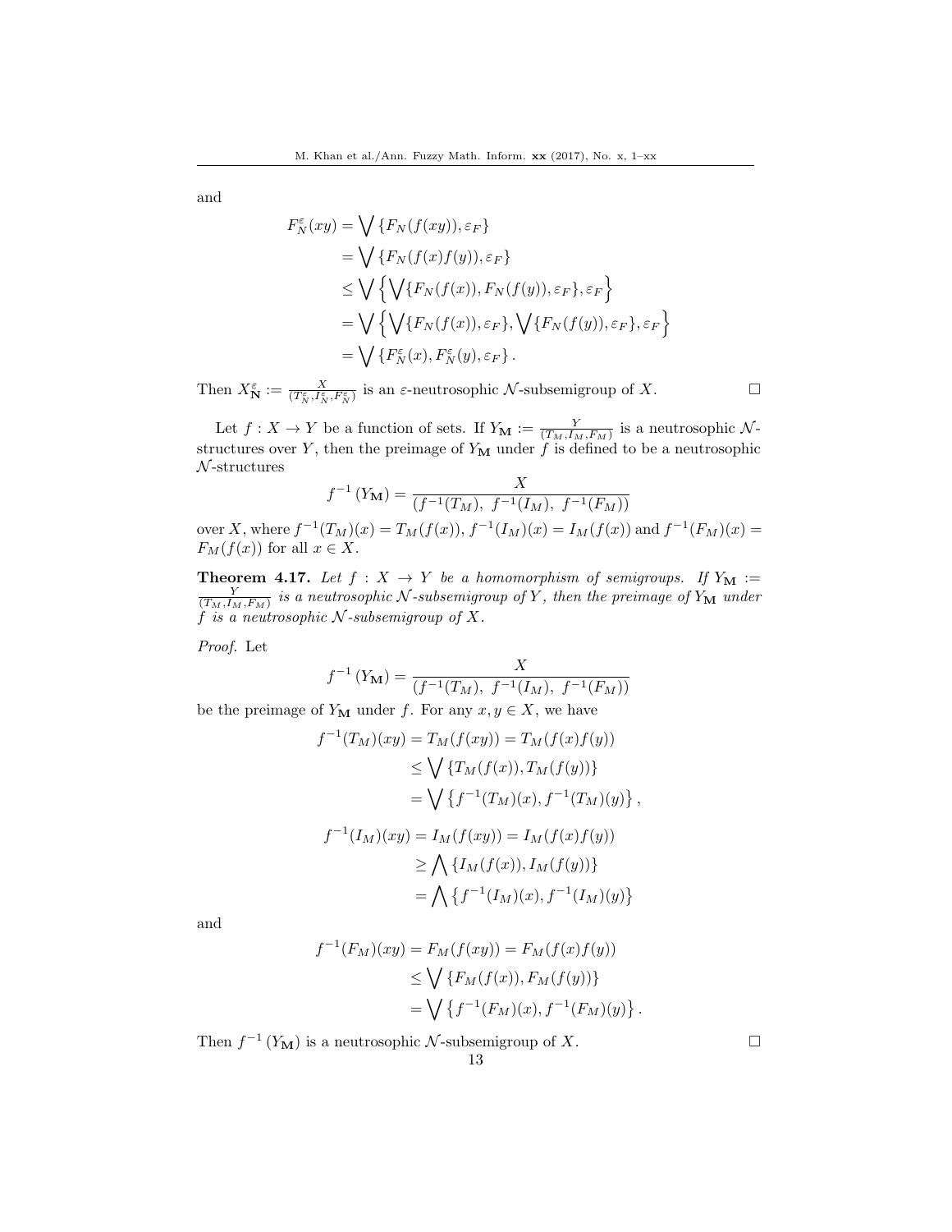and

$$
\begin{aligned}
F_N^{\varepsilon}(xy) &= \bigvee \{F_N(f(xy)), \varepsilon_F\} \\
&= \bigvee \{F_N(f(x)f(y)), \varepsilon_F\} \\
&\leq \bigvee \left\{ \bigvee \{F_N(f(x)), F_N(f(y)), \varepsilon_F\}, \varepsilon_F \right\} \\
&= \bigvee \left\{ \bigvee \{F_N(f(x)), \varepsilon_F\}, \bigvee \{F_N(f(y)), \varepsilon_F\}, \varepsilon_F \right\} \\
&= \bigvee \{F_N^{\varepsilon}(x), F_N^{\varepsilon}(y), \varepsilon_F\}.
\end{aligned}
$$

Then $X_{\mathbf{N}}^{\varepsilon} := \frac{X}{(T_N^{\varepsilon}, I_N^{\varepsilon}, F_N^{\varepsilon})}$ is an $\varepsilon$-neutrosophic $\mathcal{N}$-subsemigroup of $X$. □

Let $f : X \to Y$ be a function of sets. If $Y_{\mathbf{M}} := \frac{Y}{(T_M, I_M, F_M)}$ is a neutrosophic $\mathcal{N}$-structures over $Y$, then the preimage of $Y_{\mathbf{M}}$ under $f$ is defined to be a neutrosophic $\mathcal{N}$-structures

$$
f^{-1}(Y_{\mathbf{M}}) = \frac{X}{(f^{-1}(T_M),\ f^{-1}(I_M),\ f^{-1}(F_M))}
$$

over $X$, where $f^{-1}(T_M)(x) = T_M(f(x))$, $f^{-1}(I_M)(x) = I_M(f(x))$ and $f^{-1}(F_M)(x) = F_M(f(x))$ for all $x \in X$.

**Theorem 4.17.** *Let $f : X \to Y$ be a homomorphism of semigroups. If $Y_{\mathbf{M}} := \frac{Y}{(T_M, I_M, F_M)}$ is a neutrosophic $\mathcal{N}$-subsemigroup of $Y$, then the preimage of $Y_{\mathbf{M}}$ under $f$ is a neutrosophic $\mathcal{N}$-subsemigroup of $X$.*

*Proof.* Let

$$
f^{-1}(Y_{\mathbf{M}}) = \frac{X}{(f^{-1}(T_M),\ f^{-1}(I_M),\ f^{-1}(F_M))}
$$

be the preimage of $Y_{\mathbf{M}}$ under $f$. For any $x, y \in X$, we have

$$
\begin{aligned}
f^{-1}(T_M)(xy) &= T_M(f(xy)) = T_M(f(x)f(y)) \\
&\leq \bigvee \{T_M(f(x)), T_M(f(y))\} \\
&= \bigvee \{f^{-1}(T_M)(x), f^{-1}(T_M)(y)\},
\end{aligned}
$$

$$
\begin{aligned}
f^{-1}(I_M)(xy) &= I_M(f(xy)) = I_M(f(x)f(y)) \\
&\geq \bigwedge \{I_M(f(x)), I_M(f(y))\} \\
&= \bigwedge \{f^{-1}(I_M)(x), f^{-1}(I_M)(y)\}
\end{aligned}
$$

and

$$
\begin{aligned}
f^{-1}(F_M)(xy) &= F_M(f(xy)) = F_M(f(x)f(y)) \\
&\leq \bigvee \{F_M(f(x)), F_M(f(y))\} \\
&= \bigvee \{f^{-1}(F_M)(x), f^{-1}(F_M)(y)\}.
\end{aligned}
$$

Then $f^{-1}(Y_{\mathbf{M}})$ is a neutrosophic $\mathcal{N}$-subsemigroup of $X$. □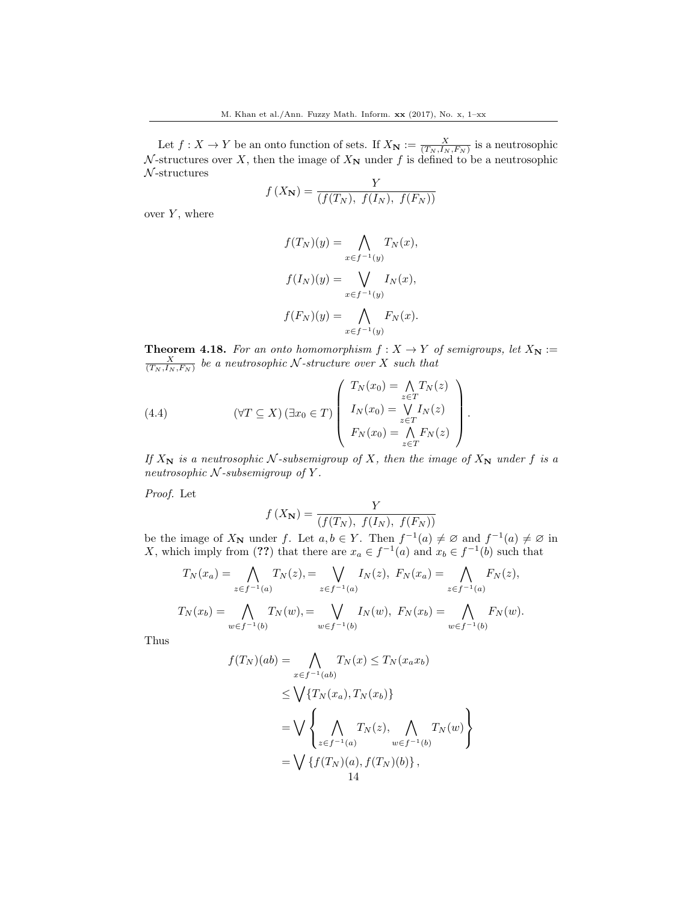Let $f : X \to Y$ be an onto function of sets. If $X_{\mathbf{N}} := \frac{X}{(T_N, I_N, F_N)}$ is a neutrosophic $\mathcal{N}$-structures over $X$, then the image of $X_{\mathbf{N}}$ under $f$ is defined to be a neutrosophic $\mathcal{N}$-structures

$$f\left(X_{\mathbf{N}}\right) = \frac{Y}{(f(T_N),\ f(I_N),\ f(F_N))}$$

over $Y$, where

$$f(T_N)(y) = \bigwedge_{x \in f^{-1}(y)} T_N(x),$$

$$f(I_N)(y) = \bigvee_{x \in f^{-1}(y)} I_N(x),$$

$$f(F_N)(y) = \bigwedge_{x \in f^{-1}(y)} F_N(x).$$

**Theorem 4.18.** *For an onto homomorphism $f : X \to Y$ of semigroups, let $X_{\mathbf{N}} := \frac{X}{(T_N, I_N, F_N)}$ be a neutrosophic $\mathcal{N}$-structure over $X$ such that*

$$(\forall T \subseteq X)\,(\exists x_0 \in T) \left( \begin{array}{c} T_N(x_0) = \bigwedge\limits_{z \in T} T_N(z) \\ I_N(x_0) = \bigvee\limits_{z \in T} I_N(z) \\ F_N(x_0) = \bigwedge\limits_{z \in T} F_N(z) \end{array} \right). \tag{4.4}$$

*If $X_{\mathbf{N}}$ is a neutrosophic $\mathcal{N}$-subsemigroup of $X$, then the image of $X_{\mathbf{N}}$ under $f$ is a neutrosophic $\mathcal{N}$-subsemigroup of $Y$.*

*Proof.* Let

$$f\left(X_{\mathbf{N}}\right) = \frac{Y}{(f(T_N),\ f(I_N),\ f(F_N))}$$

be the image of $X_{\mathbf{N}}$ under $f$. Let $a, b \in Y$. Then $f^{-1}(a) \neq \varnothing$ and $f^{-1}(a) \neq \varnothing$ in $X$, which imply from (**??**) that there are $x_a \in f^{-1}(a)$ and $x_b \in f^{-1}(b)$ such that

$$T_N(x_a) = \bigwedge_{z \in f^{-1}(a)} T_N(z), = \bigvee_{z \in f^{-1}(a)} I_N(z),\ F_N(x_a) = \bigwedge_{z \in f^{-1}(a)} F_N(z),$$

$$T_N(x_b) = \bigwedge_{w \in f^{-1}(b)} T_N(w), = \bigvee_{w \in f^{-1}(b)} I_N(w),\ F_N(x_b) = \bigwedge_{w \in f^{-1}(b)} F_N(w).$$

Thus

$$\begin{aligned} f(T_N)(ab) &= \bigwedge_{x \in f^{-1}(ab)} T_N(x) \leq T_N(x_a x_b) \\ &\leq \bigvee \{T_N(x_a), T_N(x_b)\} \\ &= \bigvee \left\{ \bigwedge_{z \in f^{-1}(a)} T_N(z),\ \bigwedge_{w \in f^{-1}(b)} T_N(w) \right\} \\ &= \bigvee \left\{ f(T_N)(a), f(T_N)(b) \right\}, \end{aligned}$$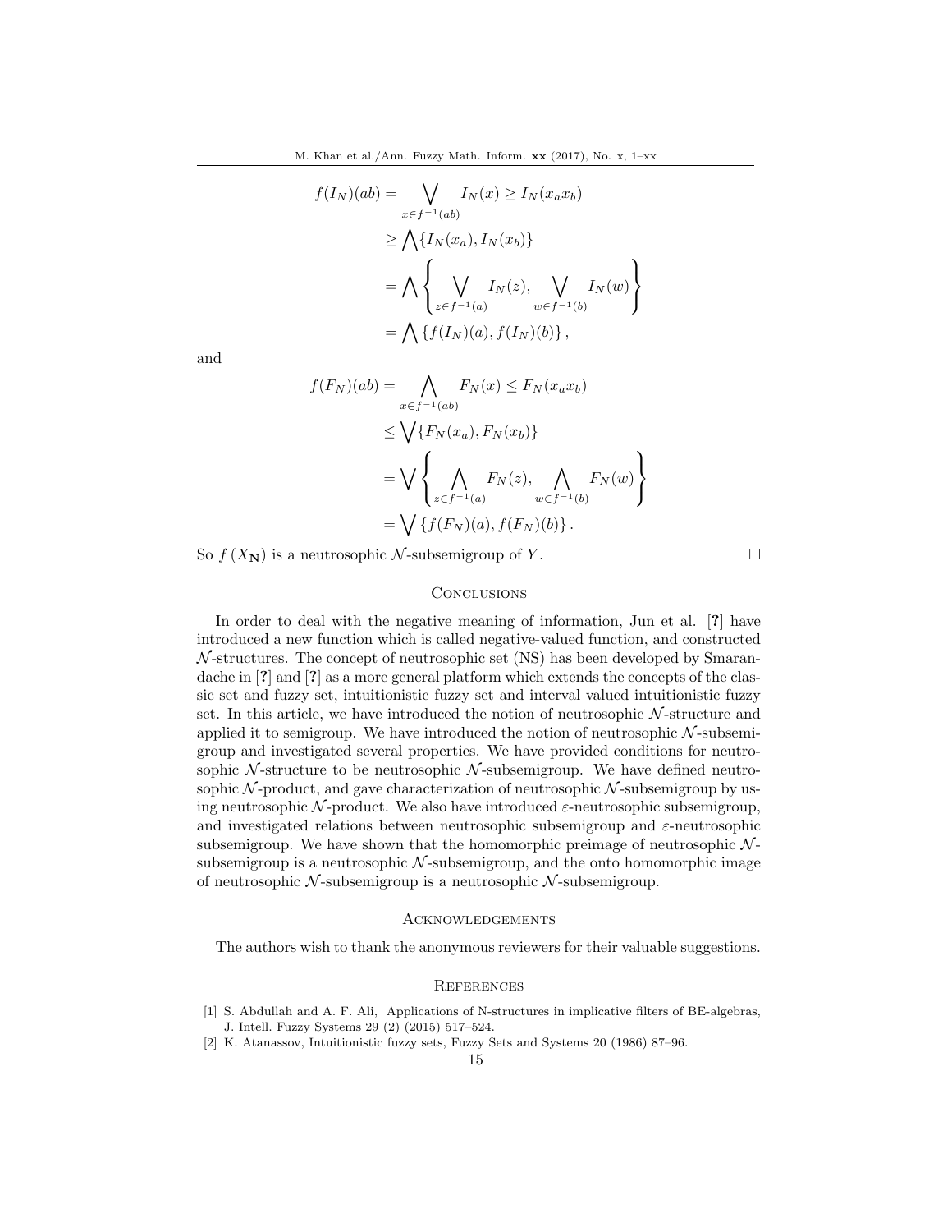$$
\begin{aligned}
f(I_N)(ab) &= \bigvee_{x \in f^{-1}(ab)} I_N(x) \geq I_N(x_a x_b) \\
&\geq \bigwedge \{I_N(x_a), I_N(x_b)\} \\
&= \bigwedge \left\{ \bigvee_{z \in f^{-1}(a)} I_N(z), \bigvee_{w \in f^{-1}(b)} I_N(w) \right\} \\
&= \bigwedge \left\{ f(I_N)(a), f(I_N)(b) \right\},
\end{aligned}
$$

and

$$
\begin{aligned}
f(F_N)(ab) &= \bigwedge_{x \in f^{-1}(ab)} F_N(x) \leq F_N(x_a x_b) \\
&\leq \bigvee \{F_N(x_a), F_N(x_b)\} \\
&= \bigvee \left\{ \bigwedge_{z \in f^{-1}(a)} F_N(z), \bigwedge_{w \in f^{-1}(b)} F_N(w) \right\} \\
&= \bigvee \left\{ f(F_N)(a), f(F_N)(b) \right\}.
\end{aligned}
$$

So $f(X_{\mathbf{N}})$ is a neutrosophic $\mathcal{N}$-subsemigroup of $Y$. □

## Conclusions

In order to deal with the negative meaning of information, Jun et al. [?] have introduced a new function which is called negative-valued function, and constructed $\mathcal{N}$-structures. The concept of neutrosophic set (NS) has been developed by Smarandache in [?] and [?] as a more general platform which extends the concepts of the classic set and fuzzy set, intuitionistic fuzzy set and interval valued intuitionistic fuzzy set. In this article, we have introduced the notion of neutrosophic $\mathcal{N}$-structure and applied it to semigroup. We have introduced the notion of neutrosophic $\mathcal{N}$-subsemigroup and investigated several properties. We have provided conditions for neutrosophic $\mathcal{N}$-structure to be neutrosophic $\mathcal{N}$-subsemigroup. We have defined neutrosophic $\mathcal{N}$-product, and gave characterization of neutrosophic $\mathcal{N}$-subsemigroup by using neutrosophic $\mathcal{N}$-product. We also have introduced $\varepsilon$-neutrosophic subsemigroup, and investigated relations between neutrosophic subsemigroup and $\varepsilon$-neutrosophic subsemigroup. We have shown that the homomorphic preimage of neutrosophic $\mathcal{N}$-subsemigroup is a neutrosophic $\mathcal{N}$-subsemigroup, and the onto homomorphic image of neutrosophic $\mathcal{N}$-subsemigroup is a neutrosophic $\mathcal{N}$-subsemigroup.

## Acknowledgements

The authors wish to thank the anonymous reviewers for their valuable suggestions.

## References

[1] S. Abdullah and A. F. Ali, Applications of N-structures in implicative filters of BE-algebras, J. Intell. Fuzzy Systems 29 (2) (2015) 517–524.

[2] K. Atanassov, Intuitionistic fuzzy sets, Fuzzy Sets and Systems 20 (1986) 87–96.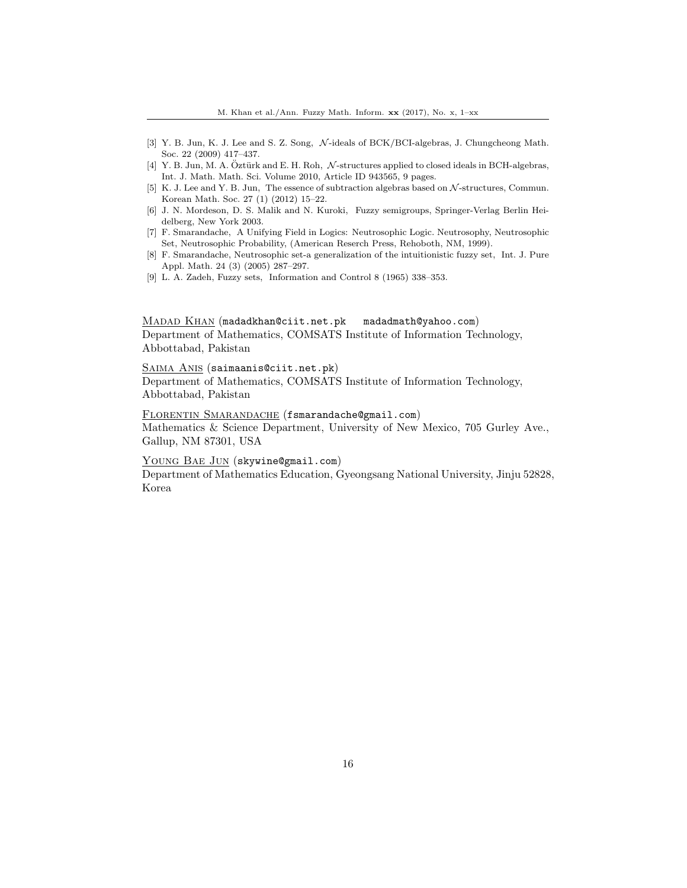[3] Y. B. Jun, K. J. Lee and S. Z. Song, $\mathcal{N}$-ideals of BCK/BCI-algebras, J. Chungcheong Math. Soc. 22 (2009) 417–437.

[4] Y. B. Jun, M. A. Öztürk and E. H. Roh, $\mathcal{N}$-structures applied to closed ideals in BCH-algebras, Int. J. Math. Math. Sci. Volume 2010, Article ID 943565, 9 pages.

[5] K. J. Lee and Y. B. Jun, The essence of subtraction algebras based on $\mathcal{N}$-structures, Commun. Korean Math. Soc. 27 (1) (2012) 15–22.

[6] J. N. Mordeson, D. S. Malik and N. Kuroki, Fuzzy semigroups, Springer-Verlag Berlin Heidelberg, New York 2003.

[7] F. Smarandache, A Unifying Field in Logics: Neutrosophic Logic. Neutrosophy, Neutrosophic Set, Neutrosophic Probability, (American Reserch Press, Rehoboth, NM, 1999).

[8] F. Smarandache, Neutrosophic set-a generalization of the intuitionistic fuzzy set, Int. J. Pure Appl. Math. 24 (3) (2005) 287–297.

[9] L. A. Zadeh, Fuzzy sets, Information and Control 8 (1965) 338–353.

Madad Khan (madadkhan@ciit.net.pk madadmath@yahoo.com)
Department of Mathematics, COMSATS Institute of Information Technology, Abbottabad, Pakistan

Saima Anis (saimaanis@ciit.net.pk)
Department of Mathematics, COMSATS Institute of Information Technology, Abbottabad, Pakistan

Florentin Smarandache (fsmarandache@gmail.com)
Mathematics & Science Department, University of New Mexico, 705 Gurley Ave., Gallup, NM 87301, USA

Young Bae Jun (skywine@gmail.com)
Department of Mathematics Education, Gyeongsang National University, Jinju 52828, Korea